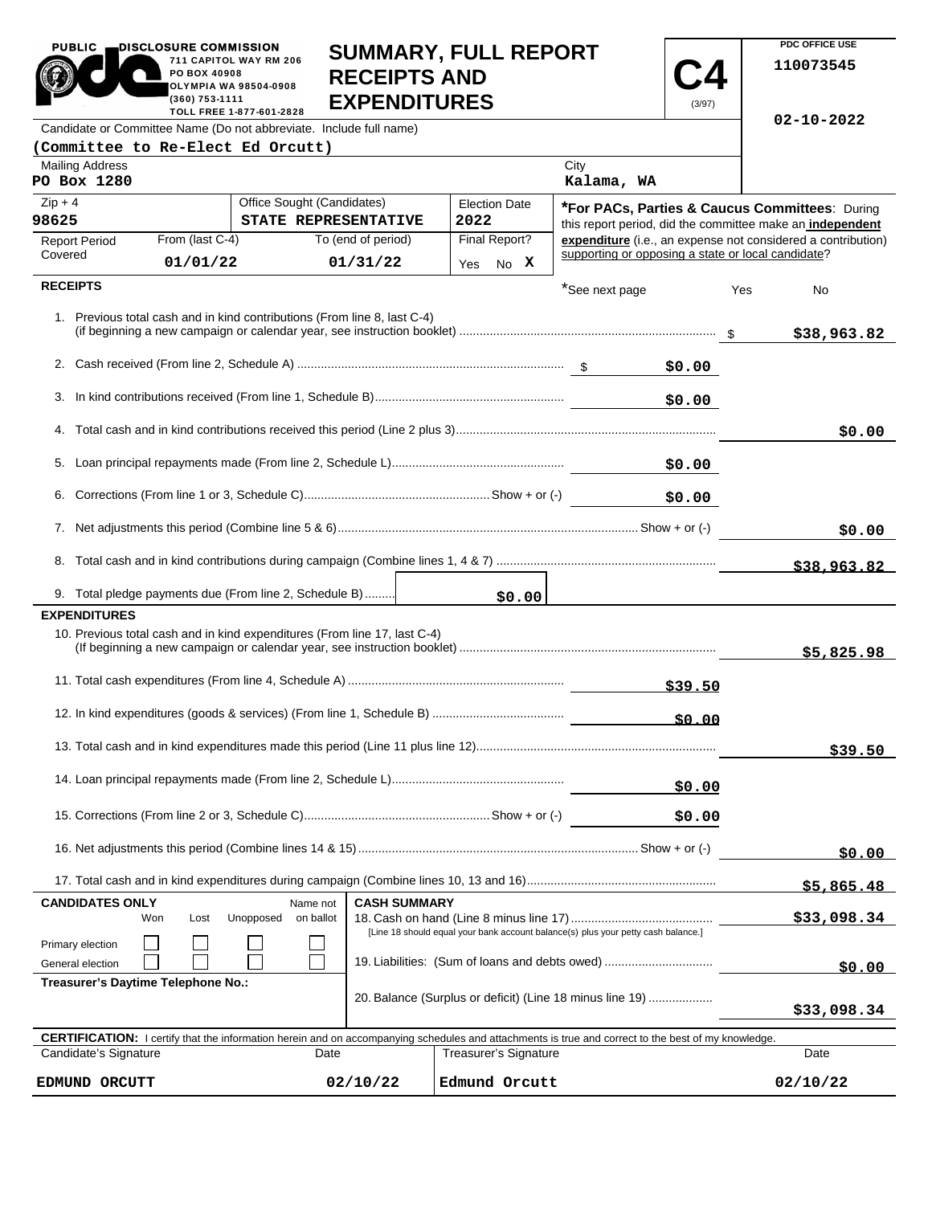PUBLIC DISCLOSURE COMMISSION
711 CAPITOL WAY RM 206
PO BOX 40908
OLYMPIA WA 98504-0908
(360) 753-1111
TOLL FREE 1-877-601-2828

# SUMMARY, FULL REPORT RECEIPTS AND EXPENDITURES

**C4** (3/97)

PDC OFFICE USE
110073545
02-10-2022

| Candidate or Committee Name (Do not abbreviate. Include full name) | | | |
|---|---|---|---|
| (Committee to Re-Elect Ed Orcutt) | | | |
| **Mailing Address** | PO Box 1280 | **City** | Kalama, WA |
| **Zip + 4** | 98625 | **Office Sought (Candidates)** | STATE REPRESENTATIVE |
| **Election Date** | 2022 | **Final Report?** | Yes No X |
| **Report Period Covered** | From (last C-4) 01/01/22 | To (end of period) 01/31/22 | |

***For PACs, Parties & Caucus Committees**: During this report period, did the committee make an **independent expenditure** (i.e., an expense not considered a contribution) supporting or opposing a state or local candidate?

*See next page Yes No

## RECEIPTS

| Line | Description | Amount | Total |
|---|---|---|---|
| 1. | Previous total cash and in kind contributions (From line 8, last C-4) (if beginning a new campaign or calendar year, see instruction booklet) | | $38,963.82 |
| 2. | Cash received (From line 2, Schedule A) | $0.00 | |
| 3. | In kind contributions received (From line 1, Schedule B) | $0.00 | |
| 4. | Total cash and in kind contributions received this period (Line 2 plus 3) | | $0.00 |
| 5. | Loan principal repayments made (From line 2, Schedule L) | $0.00 | |
| 6. | Corrections (From line 1 or 3, Schedule C) Show + or (-) | $0.00 | |
| 7. | Net adjustments this period (Combine line 5 & 6) Show + or (-) | | $0.00 |
| 8. | Total cash and in kind contributions during campaign (Combine lines 1, 4 & 7) | | $38,963.82 |
| 9. | Total pledge payments due (From line 2, Schedule B) | $0.00 | |

## EXPENDITURES

| Line | Description | Amount | Total |
|---|---|---|---|
| 10. | Previous total cash and in kind expenditures (From line 17, last C-4) (If beginning a new campaign or calendar year, see instruction booklet) | | $5,825.98 |
| 11. | Total cash expenditures (From line 4, Schedule A) | $39.50 | |
| 12. | In kind expenditures (goods & services) (From line 1, Schedule B) | $0.00 | |
| 13. | Total cash and in kind expenditures made this period (Line 11 plus line 12) | | $39.50 |
| 14. | Loan principal repayments made (From line 2, Schedule L) | $0.00 | |
| 15. | Corrections (From line 2 or 3, Schedule C) Show + or (-) | $0.00 | |
| 16. | Net adjustments this period (Combine lines 14 & 15) Show + or (-) | | $0.00 |
| 17. | Total cash and in kind expenditures during campaign (Combine lines 10, 13 and 16) | | $5,865.48 |

**CANDIDATES ONLY**

| | Won | Lost | Unopposed | Name not on ballot |
|---|---|---|---|---|
| Primary election | | | | |
| General election | | | | |

**Treasurer's Daytime Telephone No.:**

**CASH SUMMARY**

| Line | Description | Amount |
|---|---|---|
| 18. | Cash on hand (Line 8 minus line 17) [Line 18 should equal your bank account balance(s) plus your petty cash balance.] | $33,098.34 |
| 19. | Liabilities: (Sum of loans and debts owed) | $0.00 |
| 20. | Balance (Surplus or deficit) (Line 18 minus line 19) | $33,098.34 |

**CERTIFICATION:** I certify that the information herein and on accompanying schedules and attachments is true and correct to the best of my knowledge.

| Candidate's Signature | Date | Treasurer's Signature | Date |
|---|---|---|---|
| EDMUND ORCUTT | 02/10/22 | Edmund Orcutt | 02/10/22 |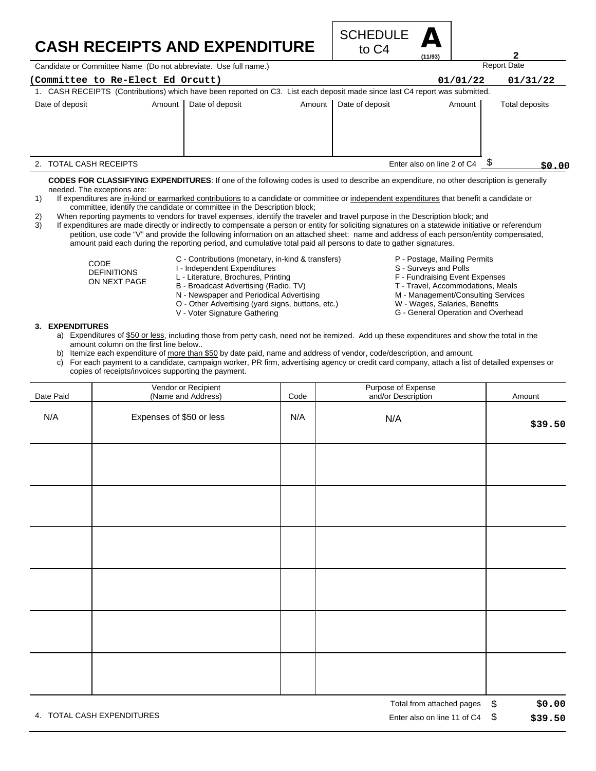# CASH RECEIPTS AND EXPENDITURE

SCHEDULE **A** to C4 (11/93)

**2**

Candidate or Committee Name (Do not abbreviate. Use full name.) | Report Date

**(Committee to Re-Elect Ed Orcutt)** **01/01/22** **01/31/22**

1. CASH RECEIPTS (Contributions) which have been reported on C3. List each deposit made since last C4 report was submitted.

| Date of deposit | Amount | Date of deposit | Amount | Date of deposit | Amount | Total deposits |
|---|---|---|---|---|---|---|
| | | | | | | |

2. TOTAL CASH RECEIPTS Enter also on line 2 of C4 $ **$0.00**

**CODES FOR CLASSIFYING EXPENDITURES**: If one of the following codes is used to describe an expenditure, no other description is generally needed. The exceptions are:

1) If expenditures are in-kind or earmarked contributions to a candidate or committee or independent expenditures that benefit a candidate or committee, identify the candidate or committee in the Description block;
2) When reporting payments to vendors for travel expenses, identify the traveler and travel purpose in the Description block; and
3) If expenditures are made directly or indirectly to compensate a person or entity for soliciting signatures on a statewide initiative or referendum petition, use code "V" and provide the following information on an attached sheet: name and address of each person/entity compensated, amount paid each during the reporting period, and cumulative total paid all persons to date to gather signatures.

CODE DEFINITIONS ON NEXT PAGE

- C - Contributions (monetary, in-kind & transfers)
- I - Independent Expenditures
- L - Literature, Brochures, Printing
- B - Broadcast Advertising (Radio, TV)
- N - Newspaper and Periodical Advertising
- O - Other Advertising (yard signs, buttons, etc.)
- V - Voter Signature Gathering
- P - Postage, Mailing Permits
- S - Surveys and Polls
- F - Fundraising Event Expenses
- T - Travel, Accommodations, Meals
- M - Management/Consulting Services
- W - Wages, Salaries, Benefits
- G - General Operation and Overhead

**3. EXPENDITURES**

a) Expenditures of $50 or less, including those from petty cash, need not be itemized. Add up these expenditures and show the total in the amount column on the first line below..
b) Itemize each expenditure of more than $50 by date paid, name and address of vendor, code/description, and amount.
c) For each payment to a candidate, campaign worker, PR firm, advertising agency or credit card company, attach a list of detailed expenses or copies of receipts/invoices supporting the payment.

| Date Paid | Vendor or Recipient (Name and Address) | Code | Purpose of Expense and/or Description | Amount |
|---|---|---|---|---|
| N/A | Expenses of $50 or less | N/A | N/A | **$39.50** |
| | | | | |
| | | | | |
| | | | | |
| | | | | |
| | | | | |
| | | | | |

Total from attached pages $ **$0.00**

4. TOTAL CASH EXPENDITURES Enter also on line 11 of C4 $ **$39.50**